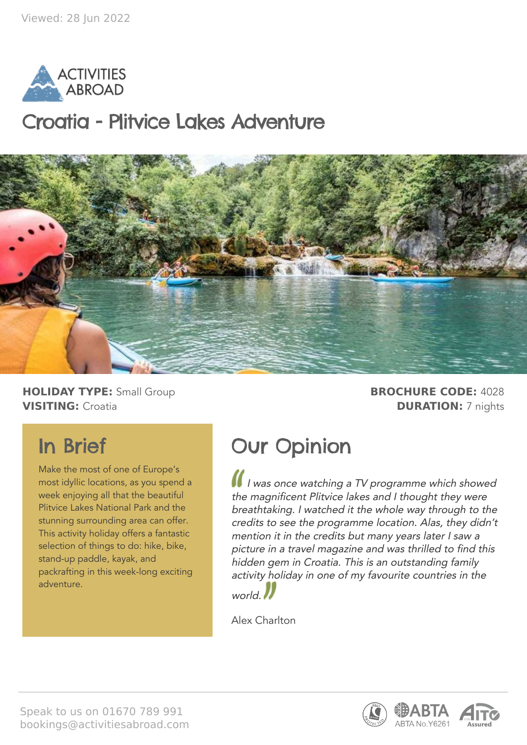Viewed: 28 Jun 2022

ACTIVITIES ABROAD

# Croatia - Plitvice Lakes Adventure

**HOLIDAY TYPE:** Small Group
**VISITING:** Croatia

**BROCHURE CODE:** 4028
**DURATION:** 7 nights

## In Brief

Make the most of one of Europe's most idyllic locations, as you spend a week enjoying all that the beautiful Plitvice Lakes National Park and the stunning surrounding area can offer. This activity holiday offers a fantastic selection of things to do: hike, bike, stand-up paddle, kayak, and packrafting in this week-long exciting adventure.

## Our Opinion

*I was once watching a TV programme which showed the magnificent Plitvice lakes and I thought they were breathtaking. I watched it the whole way through to the credits to see the programme location. Alas, they didn't mention it in the credits but many years later I saw a picture in a travel magazine and was thrilled to find this hidden gem in Croatia. This is an outstanding family activity holiday in one of my favourite countries in the world.*

Alex Charlton

Speak to us on 01670 789 991
bookings@activitiesabroad.com

ABTA No.Y6261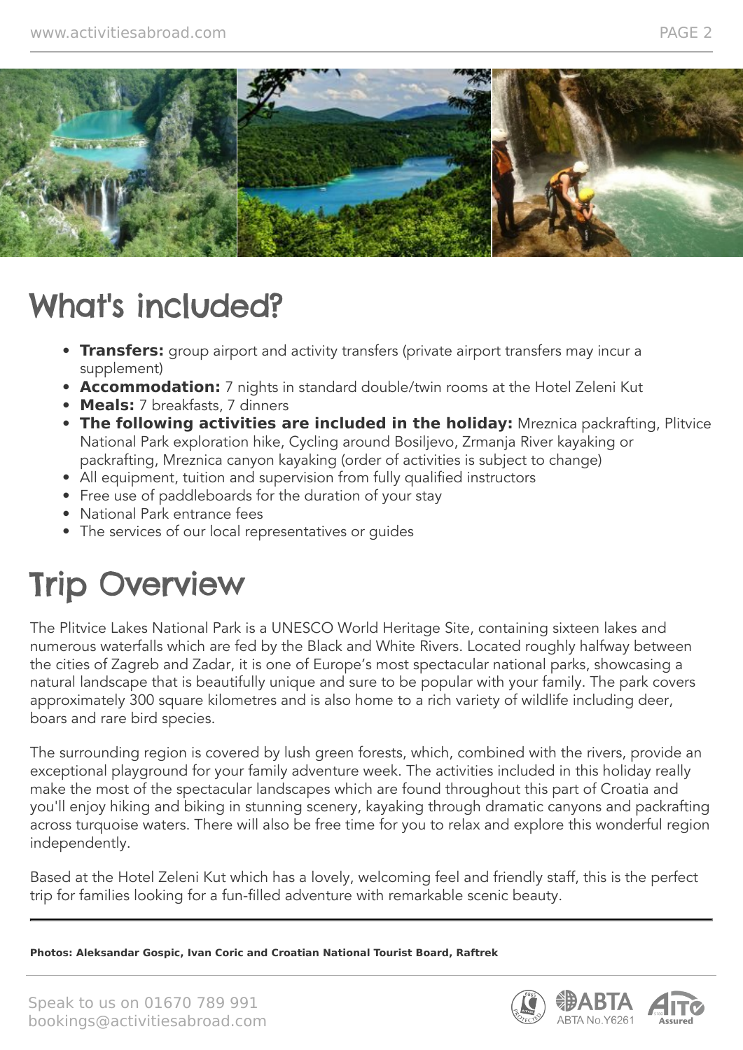## What's included?

- **Transfers:** group airport and activity transfers (private airport transfers may incur a supplement)
- **Accommodation:** 7 nights in standard double/twin rooms at the Hotel Zeleni Kut
- **Meals:** 7 breakfasts, 7 dinners
- **The following activities are included in the holiday:** Mreznica packrafting, Plitvice National Park exploration hike, Cycling around Bosiljevo, Zrmanja River kayaking or packrafting, Mreznica canyon kayaking (order of activities is subject to change)
- All equipment, tuition and supervision from fully qualified instructors
- Free use of paddleboards for the duration of your stay
- National Park entrance fees
- The services of our local representatives or guides

## Trip Overview

The Plitvice Lakes National Park is a UNESCO World Heritage Site, containing sixteen lakes and numerous waterfalls which are fed by the Black and White Rivers. Located roughly halfway between the cities of Zagreb and Zadar, it is one of Europe's most spectacular national parks, showcasing a natural landscape that is beautifully unique and sure to be popular with your family. The park covers approximately 300 square kilometres and is also home to a rich variety of wildlife including deer, boars and rare bird species.

The surrounding region is covered by lush green forests, which, combined with the rivers, provide an exceptional playground for your family adventure week. The activities included in this holiday really make the most of the spectacular landscapes which are found throughout this part of Croatia and you'll enjoy hiking and biking in stunning scenery, kayaking through dramatic canyons and packrafting across turquoise waters. There will also be free time for you to relax and explore this wonderful region independently.

Based at the Hotel Zeleni Kut which has a lovely, welcoming feel and friendly staff, this is the perfect trip for families looking for a fun-filled adventure with remarkable scenic beauty.

**Photos: Aleksandar Gospic, Ivan Coric and Croatian National Tourist Board, Raftrek**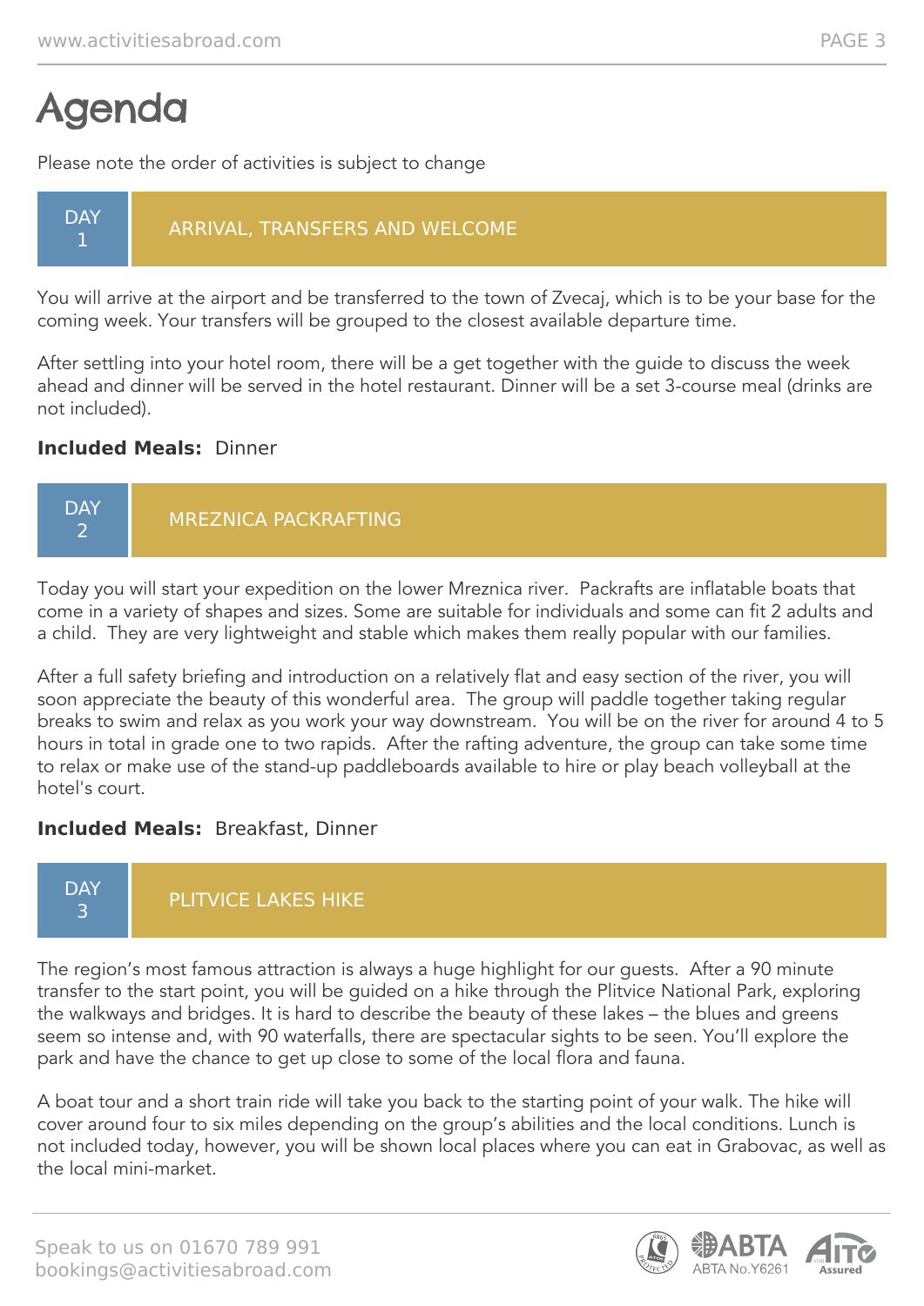# Agenda

Please note the order of activities is subject to change

## DAY 1 — ARRIVAL, TRANSFERS AND WELCOME

You will arrive at the airport and be transferred to the town of Zvecaj, which is to be your base for the coming week. Your transfers will be grouped to the closest available departure time.

After settling into your hotel room, there will be a get together with the guide to discuss the week ahead and dinner will be served in the hotel restaurant. Dinner will be a set 3-course meal (drinks are not included).

**Included Meals:** Dinner

## DAY 2 — MREZNICA PACKRAFTING

Today you will start your expedition on the lower Mreznica river. Packrafts are inflatable boats that come in a variety of shapes and sizes. Some are suitable for individuals and some can fit 2 adults and a child. They are very lightweight and stable which makes them really popular with our families.

After a full safety briefing and introduction on a relatively flat and easy section of the river, you will soon appreciate the beauty of this wonderful area. The group will paddle together taking regular breaks to swim and relax as you work your way downstream. You will be on the river for around 4 to 5 hours in total in grade one to two rapids. After the rafting adventure, the group can take some time to relax or make use of the stand-up paddleboards available to hire or play beach volleyball at the hotel's court.

**Included Meals:** Breakfast, Dinner

## DAY 3 — PLITVICE LAKES HIKE

The region's most famous attraction is always a huge highlight for our guests. After a 90 minute transfer to the start point, you will be guided on a hike through the Plitvice National Park, exploring the walkways and bridges. It is hard to describe the beauty of these lakes – the blues and greens seem so intense and, with 90 waterfalls, there are spectacular sights to be seen. You'll explore the park and have the chance to get up close to some of the local flora and fauna.

A boat tour and a short train ride will take you back to the starting point of your walk. The hike will cover around four to six miles depending on the group's abilities and the local conditions. Lunch is not included today, however, you will be shown local places where you can eat in Grabovac, as well as the local mini-market.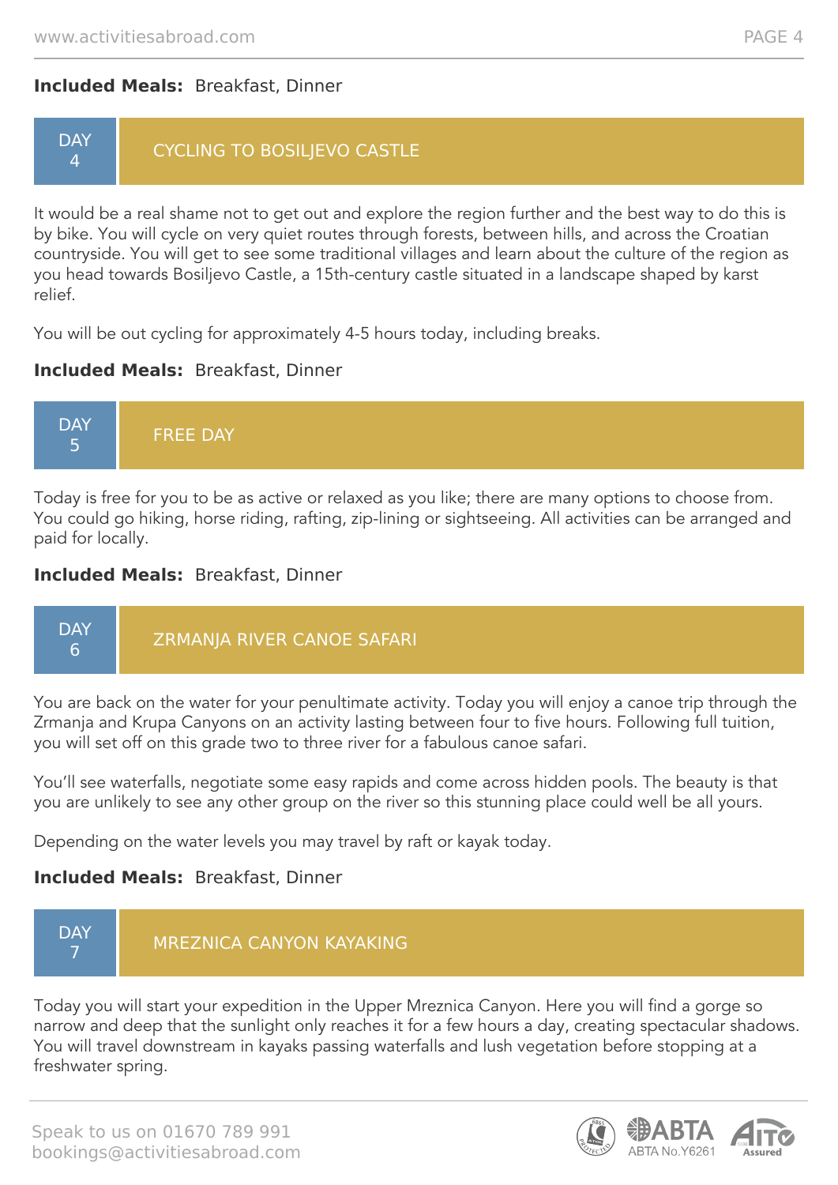**Included Meals:** Breakfast, Dinner

## DAY 4 CYCLING TO BOSILJEVO CASTLE

It would be a real shame not to get out and explore the region further and the best way to do this is by bike. You will cycle on very quiet routes through forests, between hills, and across the Croatian countryside. You will get to see some traditional villages and learn about the culture of the region as you head towards Bosiljevo Castle, a 15th-century castle situated in a landscape shaped by karst relief.

You will be out cycling for approximately 4-5 hours today, including breaks.

**Included Meals:** Breakfast, Dinner

## DAY 5 FREE DAY

Today is free for you to be as active or relaxed as you like; there are many options to choose from. You could go hiking, horse riding, rafting, zip-lining or sightseeing. All activities can be arranged and paid for locally.

**Included Meals:** Breakfast, Dinner

## DAY 6 ZRMANJA RIVER CANOE SAFARI

You are back on the water for your penultimate activity. Today you will enjoy a canoe trip through the Zrmanja and Krupa Canyons on an activity lasting between four to five hours. Following full tuition, you will set off on this grade two to three river for a fabulous canoe safari.

You'll see waterfalls, negotiate some easy rapids and come across hidden pools. The beauty is that you are unlikely to see any other group on the river so this stunning place could well be all yours.

Depending on the water levels you may travel by raft or kayak today.

**Included Meals:** Breakfast, Dinner

## DAY 7 MREZNICA CANYON KAYAKING

Today you will start your expedition in the Upper Mreznica Canyon. Here you will find a gorge so narrow and deep that the sunlight only reaches it for a few hours a day, creating spectacular shadows. You will travel downstream in kayaks passing waterfalls and lush vegetation before stopping at a freshwater spring.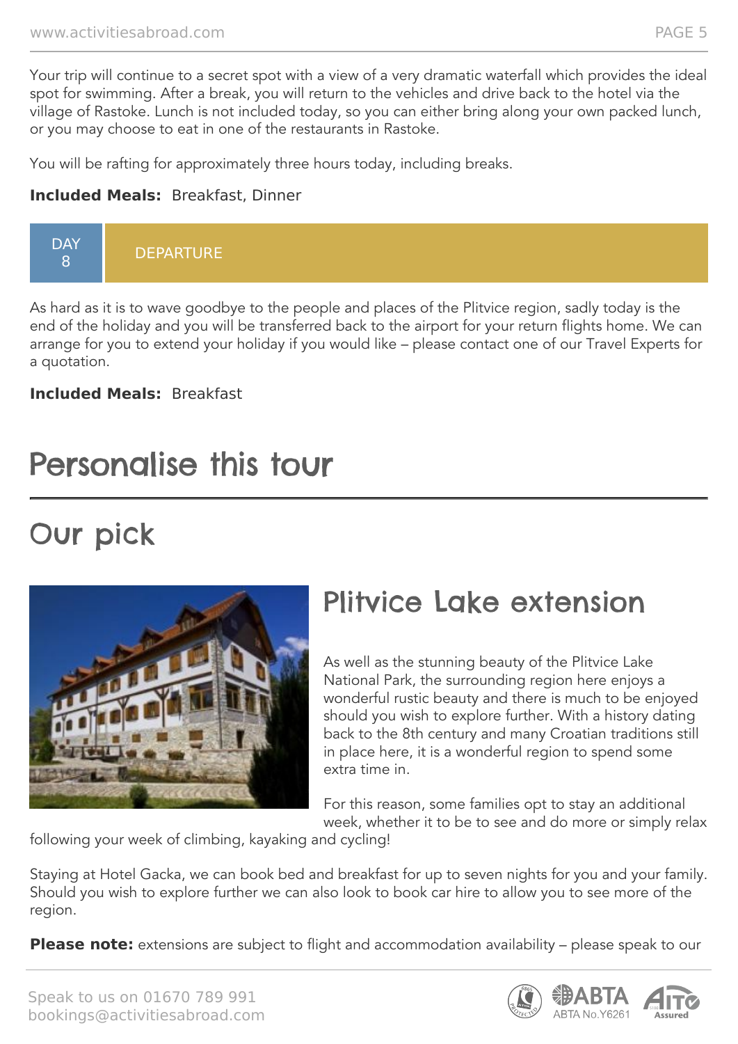Your trip will continue to a secret spot with a view of a very dramatic waterfall which provides the ideal spot for swimming. After a break, you will return to the vehicles and drive back to the hotel via the village of Rastoke. Lunch is not included today, so you can either bring along your own packed lunch, or you may choose to eat in one of the restaurants in Rastoke.

You will be rafting for approximately three hours today, including breaks.

**Included Meals:** Breakfast, Dinner

### DAY 8 DEPARTURE

As hard as it is to wave goodbye to the people and places of the Plitvice region, sadly today is the end of the holiday and you will be transferred back to the airport for your return flights home. We can arrange for you to extend your holiday if you would like – please contact one of our Travel Experts for a quotation.

**Included Meals:** Breakfast

# Personalise this tour

## Our pick

### Plitvice Lake extension

As well as the stunning beauty of the Plitvice Lake National Park, the surrounding region here enjoys a wonderful rustic beauty and there is much to be enjoyed should you wish to explore further. With a history dating back to the 8th century and many Croatian traditions still in place here, it is a wonderful region to spend some extra time in.

For this reason, some families opt to stay an additional week, whether it to be to see and do more or simply relax following your week of climbing, kayaking and cycling!

Staying at Hotel Gacka, we can book bed and breakfast for up to seven nights for you and your family. Should you wish to explore further we can also look to book car hire to allow you to see more of the region.

**Please note:** extensions are subject to flight and accommodation availability – please speak to our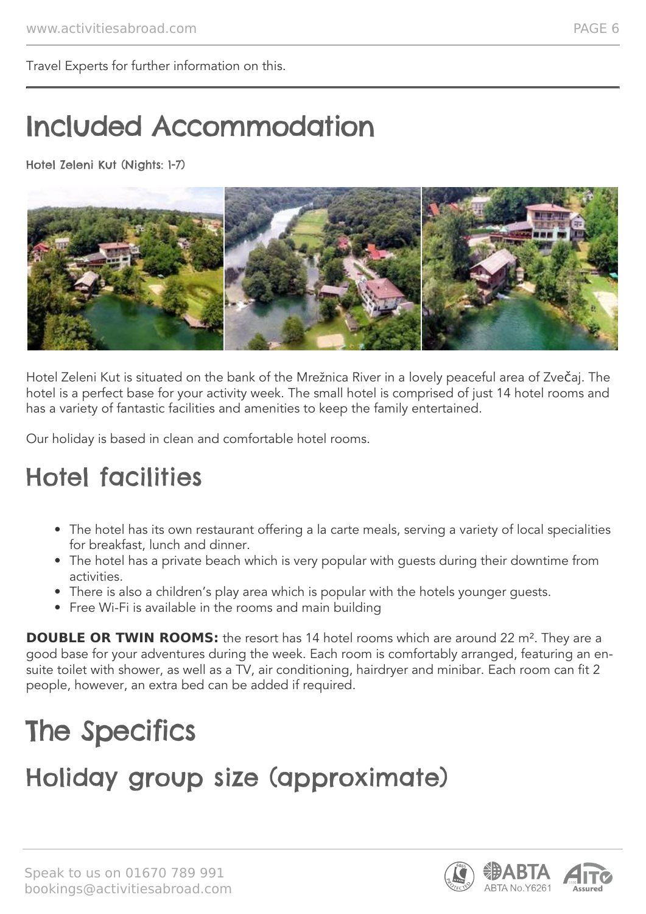Travel Experts for further information on this.

# Included Accommodation

Hotel Zeleni Kut (Nights: 1-7)

Hotel Zeleni Kut is situated on the bank of the Mrežnica River in a lovely peaceful area of Zvečaj. The hotel is a perfect base for your activity week. The small hotel is comprised of just 14 hotel rooms and has a variety of fantastic facilities and amenities to keep the family entertained.

Our holiday is based in clean and comfortable hotel rooms.

## Hotel facilities

- The hotel has its own restaurant offering a la carte meals, serving a variety of local specialities for breakfast, lunch and dinner.
- The hotel has a private beach which is very popular with guests during their downtime from activities.
- There is also a children's play area which is popular with the hotels younger guests.
- Free Wi-Fi is available in the rooms and main building

**DOUBLE OR TWIN ROOMS:** the resort has 14 hotel rooms which are around 22 m². They are a good base for your adventures during the week. Each room is comfortably arranged, featuring an en-suite toilet with shower, as well as a TV, air conditioning, hairdryer and minibar. Each room can fit 2 people, however, an extra bed can be added if required.

# The Specifics

## Holiday group size (approximate)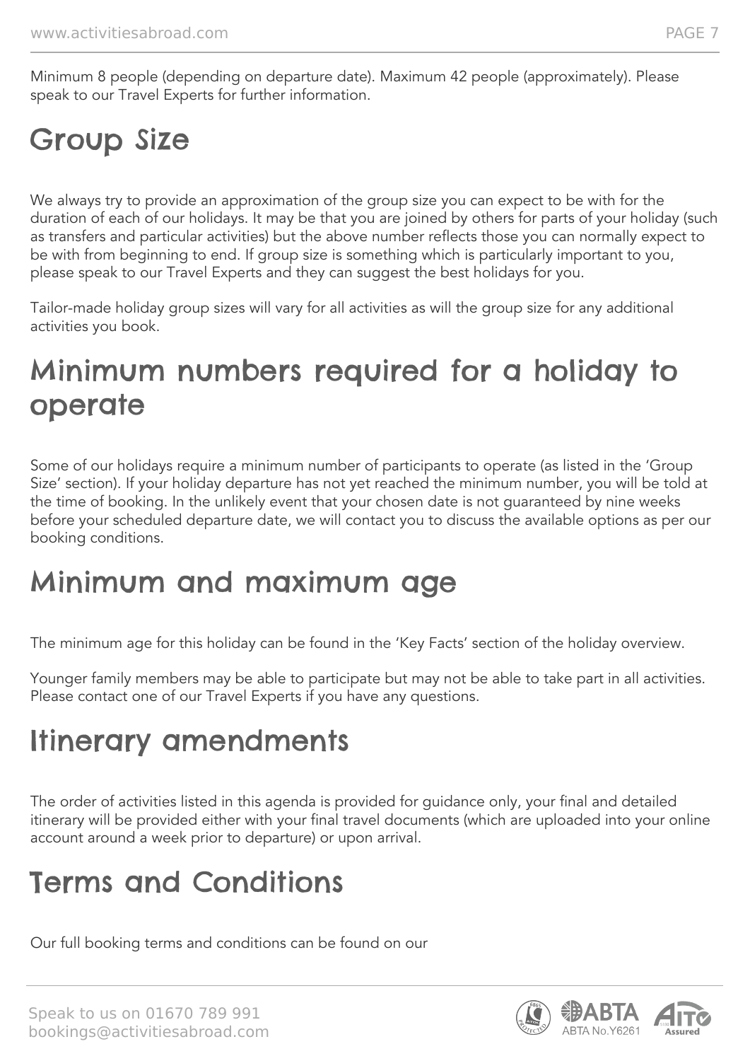Minimum 8 people (depending on departure date). Maximum 42 people (approximately). Please speak to our Travel Experts for further information.

## Group Size

We always try to provide an approximation of the group size you can expect to be with for the duration of each of our holidays. It may be that you are joined by others for parts of your holiday (such as transfers and particular activities) but the above number reflects those you can normally expect to be with from beginning to end. If group size is something which is particularly important to you, please speak to our Travel Experts and they can suggest the best holidays for you.

Tailor-made holiday group sizes will vary for all activities as will the group size for any additional activities you book.

## Minimum numbers required for a holiday to operate

Some of our holidays require a minimum number of participants to operate (as listed in the 'Group Size' section). If your holiday departure has not yet reached the minimum number, you will be told at the time of booking. In the unlikely event that your chosen date is not guaranteed by nine weeks before your scheduled departure date, we will contact you to discuss the available options as per our booking conditions.

## Minimum and maximum age

The minimum age for this holiday can be found in the 'Key Facts' section of the holiday overview.

Younger family members may be able to participate but may not be able to take part in all activities. Please contact one of our Travel Experts if you have any questions.

## Itinerary amendments

The order of activities listed in this agenda is provided for guidance only, your final and detailed itinerary will be provided either with your final travel documents (which are uploaded into your online account around a week prior to departure) or upon arrival.

## Terms and Conditions

Our full booking terms and conditions can be found on our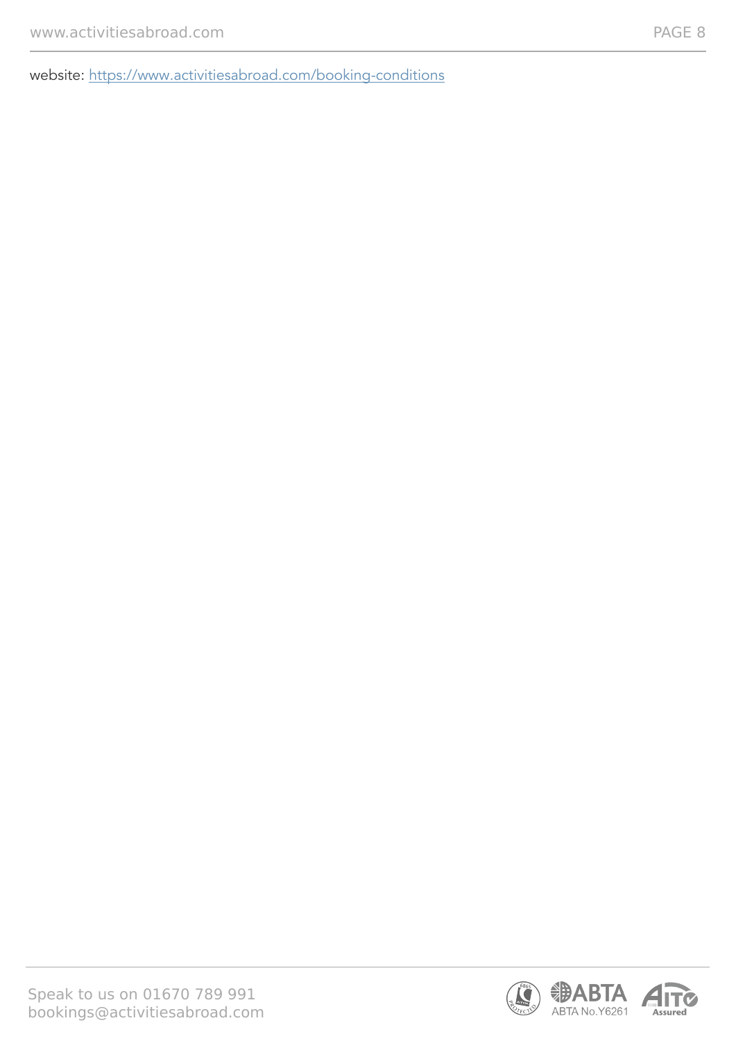website: https://www.activitiesabroad.com/booking-conditions